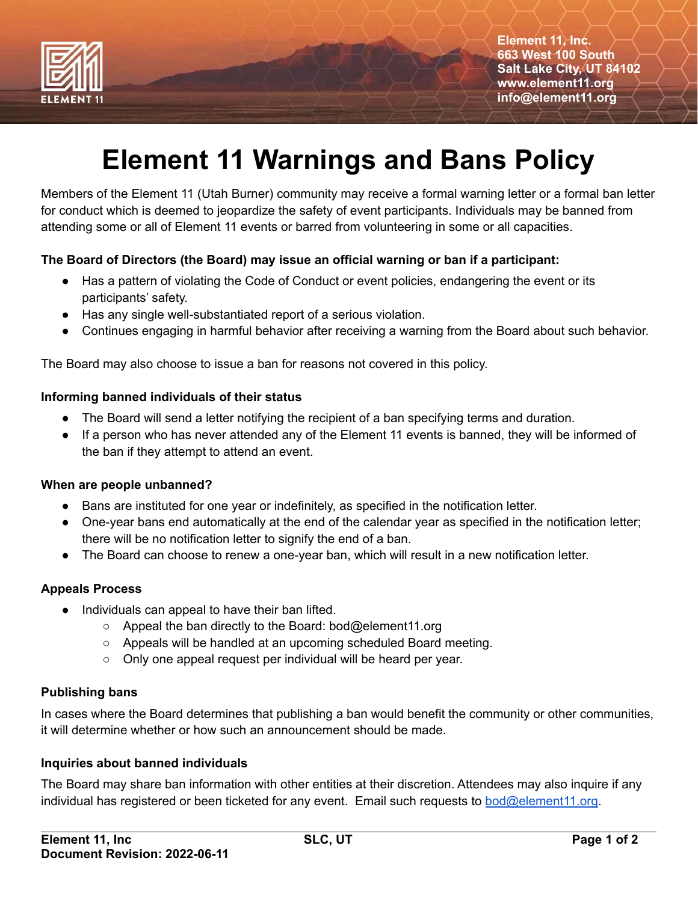Element 11, Inc.
663 West 100 South
Salt Lake City, UT 84102
www.element11.org
info@element11.org

# Element 11 Warnings and Bans Policy

Members of the Element 11 (Utah Burner) community may receive a formal warning letter or a formal ban letter for conduct which is deemed to jeopardize the safety of event participants. Individuals may be banned from attending some or all of Element 11 events or barred from volunteering in some or all capacities.

**The Board of Directors (the Board) may issue an official warning or ban if a participant:**

- Has a pattern of violating the Code of Conduct or event policies, endangering the event or its participants' safety.
- Has any single well-substantiated report of a serious violation.
- Continues engaging in harmful behavior after receiving a warning from the Board about such behavior.

The Board may also choose to issue a ban for reasons not covered in this policy.

**Informing banned individuals of their status**

- The Board will send a letter notifying the recipient of a ban specifying terms and duration.
- If a person who has never attended any of the Element 11 events is banned, they will be informed of the ban if they attempt to attend an event.

**When are people unbanned?**

- Bans are instituted for one year or indefinitely, as specified in the notification letter.
- One-year bans end automatically at the end of the calendar year as specified in the notification letter; there will be no notification letter to signify the end of a ban.
- The Board can choose to renew a one-year ban, which will result in a new notification letter.

**Appeals Process**

- Individuals can appeal to have their ban lifted.
  - Appeal the ban directly to the Board: bod@element11.org
  - Appeals will be handled at an upcoming scheduled Board meeting.
  - Only one appeal request per individual will be heard per year.

**Publishing bans**

In cases where the Board determines that publishing a ban would benefit the community or other communities, it will determine whether or how such an announcement should be made.

**Inquiries about banned individuals**

The Board may share ban information with other entities at their discretion. Attendees may also inquire if any individual has registered or been ticketed for any event. Email such requests to bod@element11.org.

Element 11, Inc
Document Revision: 2022-06-11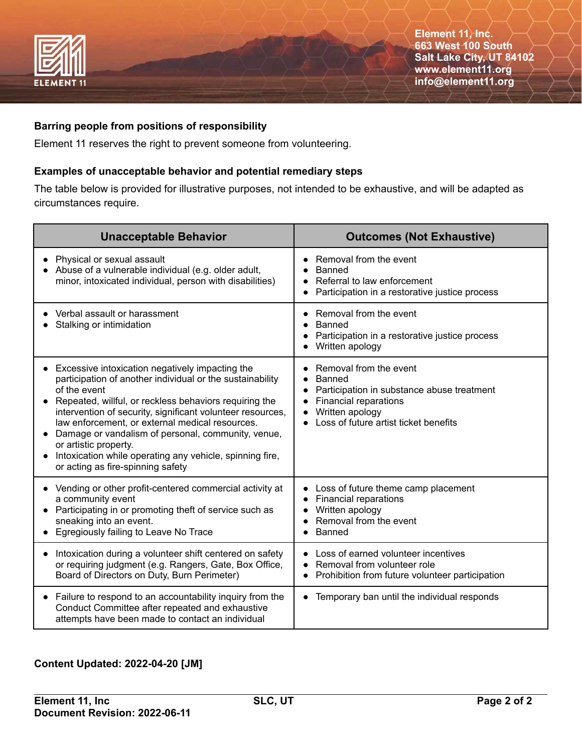**Barring people from positions of responsibility**

Element 11 reserves the right to prevent someone from volunteering.

**Examples of unacceptable behavior and potential remedial steps**

The table below is provided for illustrative purposes, not intended to be exhaustive, and will be adapted as circumstances require.

| Unacceptable Behavior | Outcomes (Not Exhaustive) |
|---|---|
| • Physical or sexual assault<br>• Abuse of a vulnerable individual (e.g. older adult, minor, intoxicated individual, person with disabilities) | • Removal from the event<br>• Banned<br>• Referral to law enforcement<br>• Participation in a restorative justice process |
| • Verbal assault or harassment<br>• Stalking or intimidation | • Removal from the event<br>• Banned<br>• Participation in a restorative justice process<br>• Written apology |
| • Excessive intoxication negatively impacting the participation of another individual or the sustainability of the event<br>• Repeated, willful, or reckless behaviors requiring the intervention of security, significant volunteer resources, law enforcement, or external medical resources.<br>• Damage or vandalism of personal, community, venue, or artistic property.<br>• Intoxication while operating any vehicle, spinning fire, or acting as fire-spinning safety | • Removal from the event<br>• Banned<br>• Participation in substance abuse treatment<br>• Financial reparations<br>• Written apology<br>• Loss of future artist ticket benefits |
| • Vending or other profit-centered commercial activity at a community event<br>• Participating in or promoting theft of service such as sneaking into an event.<br>• Egregiously failing to Leave No Trace | • Loss of future theme camp placement<br>• Financial reparations<br>• Written apology<br>• Removal from the event<br>• Banned |
| • Intoxication during a volunteer shift centered on safety or requiring judgment (e.g. Rangers, Gate, Box Office, Board of Directors on Duty, Burn Perimeter) | • Loss of earned volunteer incentives<br>• Removal from volunteer role<br>• Prohibition from future volunteer participation |
| • Failure to respond to an accountability inquiry from the Conduct Committee after repeated and exhaustive attempts have been made to contact an individual | • Temporary ban until the individual responds |

**Content Updated: 2022-04-20 [JM]**